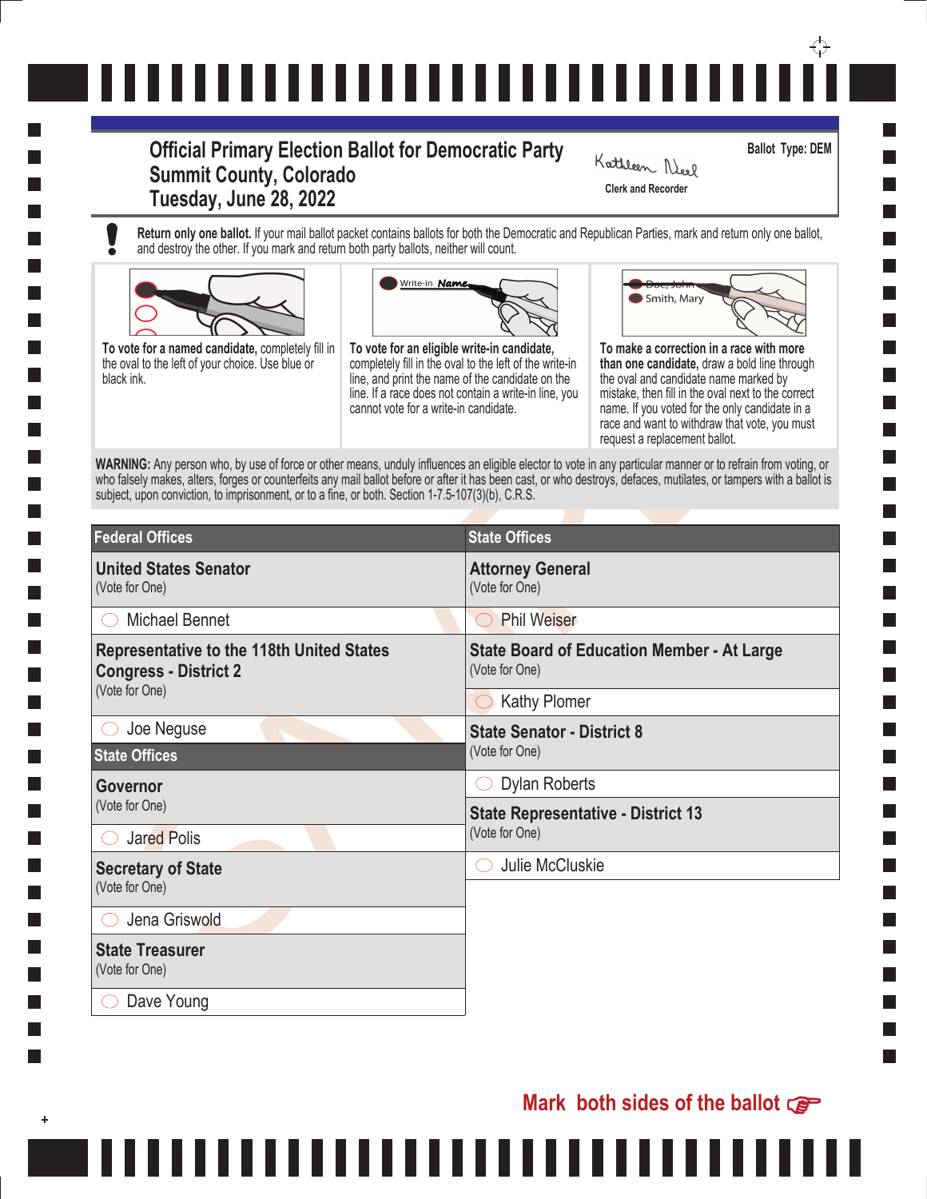# Official Primary Election Ballot for Democratic Party
## Summit County, Colorado
## Tuesday, June 28, 2022

Kathleen Neel
Clerk and Recorder

Ballot Type: DEM

**Return only one ballot.** If your mail ballot packet contains ballots for both the Democratic and Republican Parties, mark and return only one ballot, and destroy the other. If you mark and return both party ballots, neither will count.

**To vote for a named candidate,** completely fill in the oval to the left of your choice. Use blue or black ink.

Write-in Name

**To vote for an eligible write-in candidate,** completely fill in the oval to the left of the write-in line, and print the name of the candidate on the line. If a race does not contain a write-in line, you cannot vote for a write-in candidate.

Doe, John
Smith, Mary

**To make a correction in a race with more than one candidate,** draw a bold line through the oval and candidate name marked by mistake, then fill in the oval next to the correct name. If you voted for the only candidate in a race and want to withdraw that vote, you must request a replacement ballot.

**WARNING:** Any person who, by use of force or other means, unduly influences an eligible elector to vote in any particular manner or to refrain from voting, or who falsely makes, alters, forges or counterfeits any mail ballot before or after it has been cast, or who destroys, defaces, mutilates, or tampers with a ballot is subject, upon conviction, to imprisonment, or to a fine, or both. Section 1-7.5-107(3)(b), C.R.S.

## Federal Offices

**United States Senator**
(Vote for One)

- ◯ Michael Bennet

**Representative to the 118th United States Congress - District 2**
(Vote for One)

- ◯ Joe Neguse

## State Offices

**Governor**
(Vote for One)

- ◯ Jared Polis

**Secretary of State**
(Vote for One)

- ◯ Jena Griswold

**State Treasurer**
(Vote for One)

- ◯ Dave Young

## State Offices

**Attorney General**
(Vote for One)

- ◯ Phil Weiser

**State Board of Education Member - At Large**
(Vote for One)

- ◯ Kathy Plomer

**State Senator - District 8**
(Vote for One)

- ◯ Dylan Roberts

**State Representative - District 13**
(Vote for One)

- ◯ Julie McCluskie

**Mark both sides of the ballot** ☞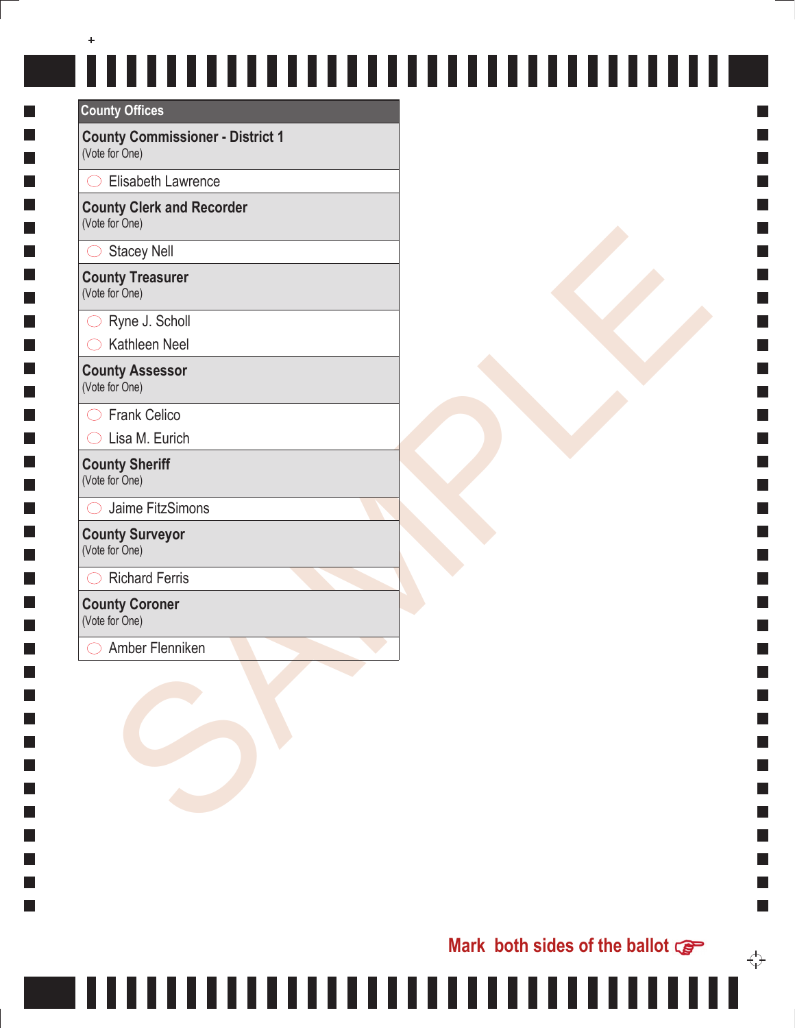## County Offices

### County Commissioner - District 1
(Vote for One)

- ○ Elisabeth Lawrence

### County Clerk and Recorder
(Vote for One)

- ○ Stacey Nell

### County Treasurer
(Vote for One)

- ○ Ryne J. Scholl
- ○ Kathleen Neel

### County Assessor
(Vote for One)

- ○ Frank Celico
- ○ Lisa M. Eurich

### County Sheriff
(Vote for One)

- ○ Jaime FitzSimons

### County Surveyor
(Vote for One)

- ○ Richard Ferris

### County Coroner
(Vote for One)

- ○ Amber Flenniken

SAMPLE

**Mark both sides of the ballot**